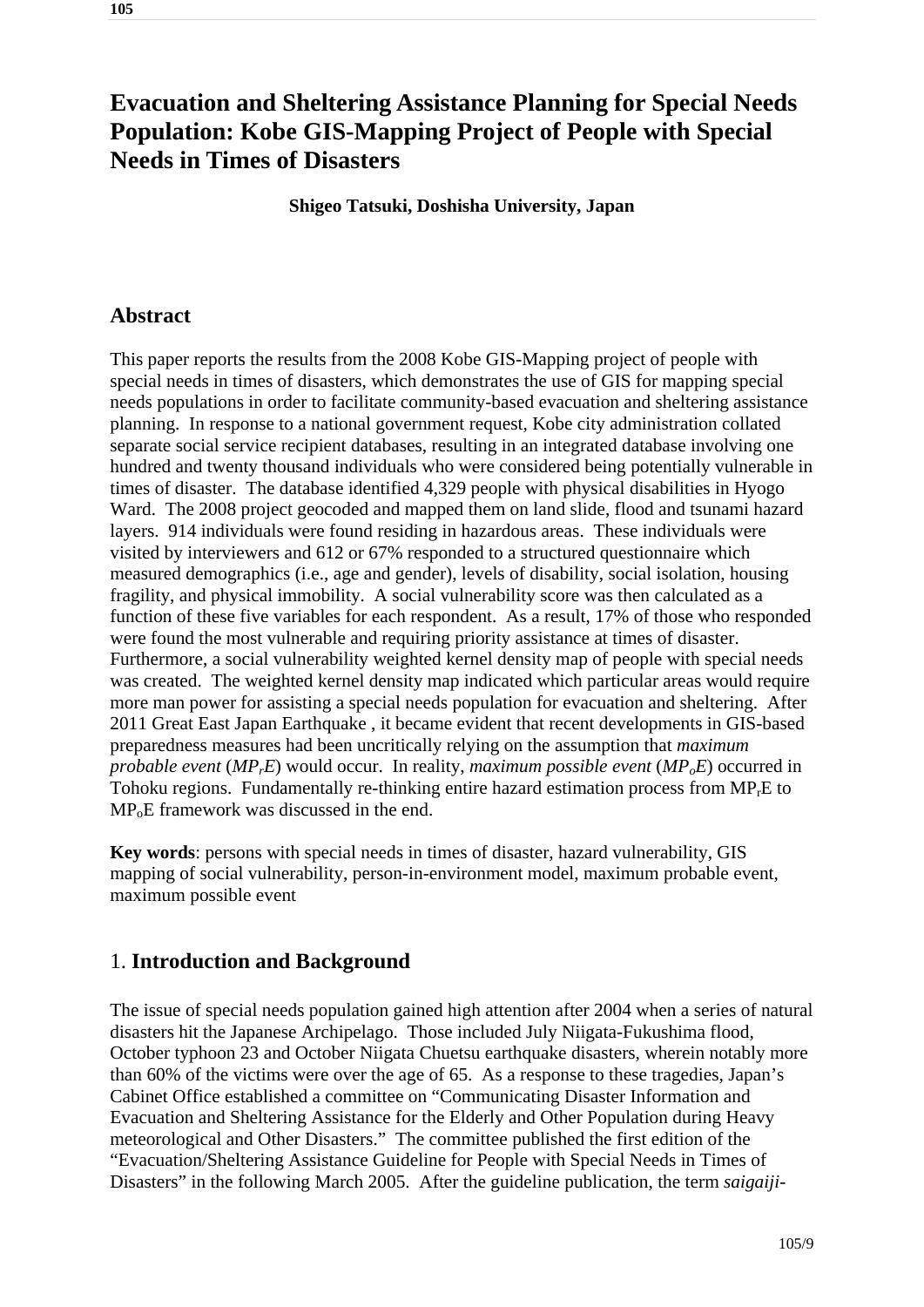# Evacuation and Sheltering Assistance Planning for Special Needs Population: Kobe GIS-Mapping Project of People with Special Needs in Times of Disasters

**Shigeo Tatsuki, Doshisha University, Japan**

## Abstract

This paper reports the results from the 2008 Kobe GIS-Mapping project of people with special needs in times of disasters, which demonstrates the use of GIS for mapping special needs populations in order to facilitate community-based evacuation and sheltering assistance planning. In response to a national government request, Kobe city administration collated separate social service recipient databases, resulting in an integrated database involving one hundred and twenty thousand individuals who were considered being potentially vulnerable in times of disaster. The database identified 4,329 people with physical disabilities in Hyogo Ward. The 2008 project geocoded and mapped them on land slide, flood and tsunami hazard layers. 914 individuals were found residing in hazardous areas. These individuals were visited by interviewers and 612 or 67% responded to a structured questionnaire which measured demographics (i.e., age and gender), levels of disability, social isolation, housing fragility, and physical immobility. A social vulnerability score was then calculated as a function of these five variables for each respondent. As a result, 17% of those who responded were found the most vulnerable and requiring priority assistance at times of disaster. Furthermore, a social vulnerability weighted kernel density map of people with special needs was created. The weighted kernel density map indicated which particular areas would require more man power for assisting a special needs population for evacuation and sheltering. After 2011 Great East Japan Earthquake , it became evident that recent developments in GIS-based preparedness measures had been uncritically relying on the assumption that *maximum probable event* (*$MP_rE$*) would occur. In reality, *maximum possible event* (*$MP_oE$*) occurred in Tohoku regions. Fundamentally re-thinking entire hazard estimation process from $MP_rE$ to $MP_oE$ framework was discussed in the end.

**Key words**: persons with special needs in times of disaster, hazard vulnerability, GIS mapping of social vulnerability, person-in-environment model, maximum probable event, maximum possible event

## 1. **Introduction and Background**

The issue of special needs population gained high attention after 2004 when a series of natural disasters hit the Japanese Archipelago. Those included July Niigata-Fukushima flood, October typhoon 23 and October Niigata Chuetsu earthquake disasters, wherein notably more than 60% of the victims were over the age of 65. As a response to these tragedies, Japan's Cabinet Office established a committee on "Communicating Disaster Information and Evacuation and Sheltering Assistance for the Elderly and Other Population during Heavy meteorological and Other Disasters." The committee published the first edition of the "Evacuation/Sheltering Assistance Guideline for People with Special Needs in Times of Disasters" in the following March 2005. After the guideline publication, the term *saigaiji-*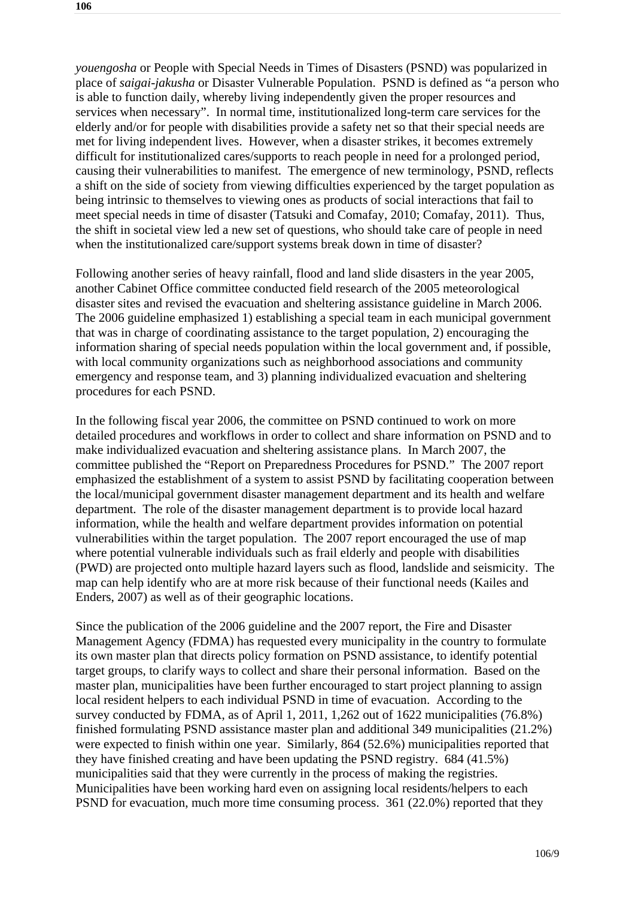*youengosha* or People with Special Needs in Times of Disasters (PSND) was popularized in place of *saigai-jakusha* or Disaster Vulnerable Population. PSND is defined as "a person who is able to function daily, whereby living independently given the proper resources and services when necessary". In normal time, institutionalized long-term care services for the elderly and/or for people with disabilities provide a safety net so that their special needs are met for living independent lives. However, when a disaster strikes, it becomes extremely difficult for institutionalized cares/supports to reach people in need for a prolonged period, causing their vulnerabilities to manifest. The emergence of new terminology, PSND, reflects a shift on the side of society from viewing difficulties experienced by the target population as being intrinsic to themselves to viewing ones as products of social interactions that fail to meet special needs in time of disaster (Tatsuki and Comafay, 2010; Comafay, 2011). Thus, the shift in societal view led a new set of questions, who should take care of people in need when the institutionalized care/support systems break down in time of disaster?

Following another series of heavy rainfall, flood and land slide disasters in the year 2005, another Cabinet Office committee conducted field research of the 2005 meteorological disaster sites and revised the evacuation and sheltering assistance guideline in March 2006. The 2006 guideline emphasized 1) establishing a special team in each municipal government that was in charge of coordinating assistance to the target population, 2) encouraging the information sharing of special needs population within the local government and, if possible, with local community organizations such as neighborhood associations and community emergency and response team, and 3) planning individualized evacuation and sheltering procedures for each PSND.

In the following fiscal year 2006, the committee on PSND continued to work on more detailed procedures and workflows in order to collect and share information on PSND and to make individualized evacuation and sheltering assistance plans. In March 2007, the committee published the "Report on Preparedness Procedures for PSND." The 2007 report emphasized the establishment of a system to assist PSND by facilitating cooperation between the local/municipal government disaster management department and its health and welfare department. The role of the disaster management department is to provide local hazard information, while the health and welfare department provides information on potential vulnerabilities within the target population. The 2007 report encouraged the use of map where potential vulnerable individuals such as frail elderly and people with disabilities (PWD) are projected onto multiple hazard layers such as flood, landslide and seismicity. The map can help identify who are at more risk because of their functional needs (Kailes and Enders, 2007) as well as of their geographic locations.

Since the publication of the 2006 guideline and the 2007 report, the Fire and Disaster Management Agency (FDMA) has requested every municipality in the country to formulate its own master plan that directs policy formation on PSND assistance, to identify potential target groups, to clarify ways to collect and share their personal information. Based on the master plan, municipalities have been further encouraged to start project planning to assign local resident helpers to each individual PSND in time of evacuation. According to the survey conducted by FDMA, as of April 1, 2011, 1,262 out of 1622 municipalities (76.8%) finished formulating PSND assistance master plan and additional 349 municipalities (21.2%) were expected to finish within one year. Similarly, 864 (52.6%) municipalities reported that they have finished creating and have been updating the PSND registry. 684 (41.5%) municipalities said that they were currently in the process of making the registries. Municipalities have been working hard even on assigning local residents/helpers to each PSND for evacuation, much more time consuming process. 361 (22.0%) reported that they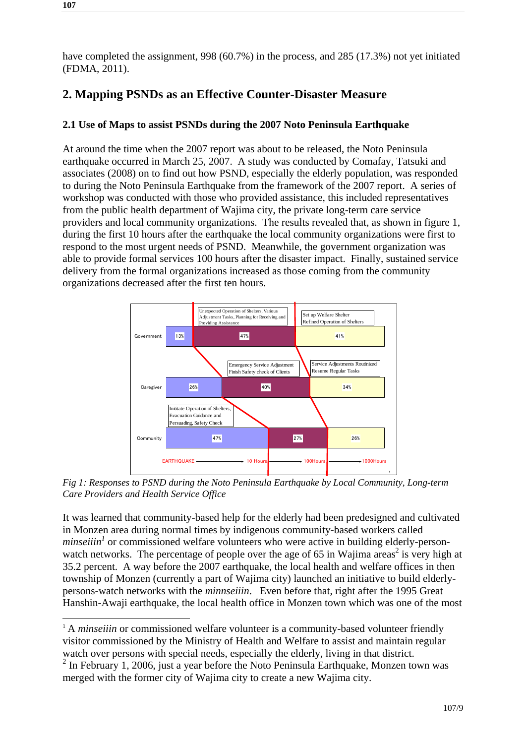have completed the assignment, 998 (60.7%) in the process, and 285 (17.3%) not yet initiated (FDMA, 2011).

## 2. Mapping PSNDs as an Effective Counter-Disaster Measure

### 2.1 Use of Maps to assist PSNDs during the 2007 Noto Peninsula Earthquake

At around the time when the 2007 report was about to be released, the Noto Peninsula earthquake occurred in March 25, 2007. A study was conducted by Comafay, Tatsuki and associates (2008) on to find out how PSND, especially the elderly population, was responded to during the Noto Peninsula Earthquake from the framework of the 2007 report. A series of workshop was conducted with those who provided assistance, this included representatives from the public health department of Wajima city, the private long-term care service providers and local community organizations. The results revealed that, as shown in figure 1, during the first 10 hours after the earthquake the local community organizations were first to respond to the most urgent needs of PSND. Meanwhile, the government organization was able to provide formal services 100 hours after the disaster impact. Finally, sustained service delivery from the formal organizations increased as those coming from the community organizations decreased after the first ten hours.

| | EARTHQUAKE → 10 Hours | 10 Hours → 100Hours | 100Hours → 1000Hours |
|---|---|---|---|
| Government | 13% | 47% (Unexpected Operation of Shelters, Various Adjustment Tasks, Planning for Receiving and Providing Assistance) | 41% (Set up Welfare Shelter, Refined Operation of Shelters) |
| Caregiver | 26% | 40% (Emergency Service Adjustment, Finish Safety check of Clients) | 34% (Service Adjustments Routinized, Resume Regular Tasks) |
| Community | 47% (Inititate Operation of Shelters, Evacuation Guidance and Persuading, Safety Check) | 27% | 26% |

*Fig 1: Responses to PSND during the Noto Peninsula Earthquake by Local Community, Long-term Care Providers and Health Service Office*

It was learned that community-based help for the elderly had been predesigned and cultivated in Monzen area during normal times by indigenous community-based workers called *minseiin*[1] or commissioned welfare volunteers who were active in building elderly-person-watch networks. The percentage of people over the age of 65 in Wajima areas[2] is very high at 35.2 percent. A way before the 2007 earthquake, the local health and welfare offices in then township of Monzen (currently a part of Wajima city) launched an initiative to build elderly-persons-watch networks with the *minnseiin*. Even before that, right after the 1995 Great Hanshin-Awaji earthquake, the local health office in Monzen town which was one of the most

---

[1] A *minseiin* or commissioned welfare volunteer is a community-based volunteer friendly visitor commissioned by the Ministry of Health and Welfare to assist and maintain regular watch over persons with special needs, especially the elderly, living in that district.

[2] In February 1, 2006, just a year before the Noto Peninsula Earthquake, Monzen town was merged with the former city of Wajima city to create a new Wajima city.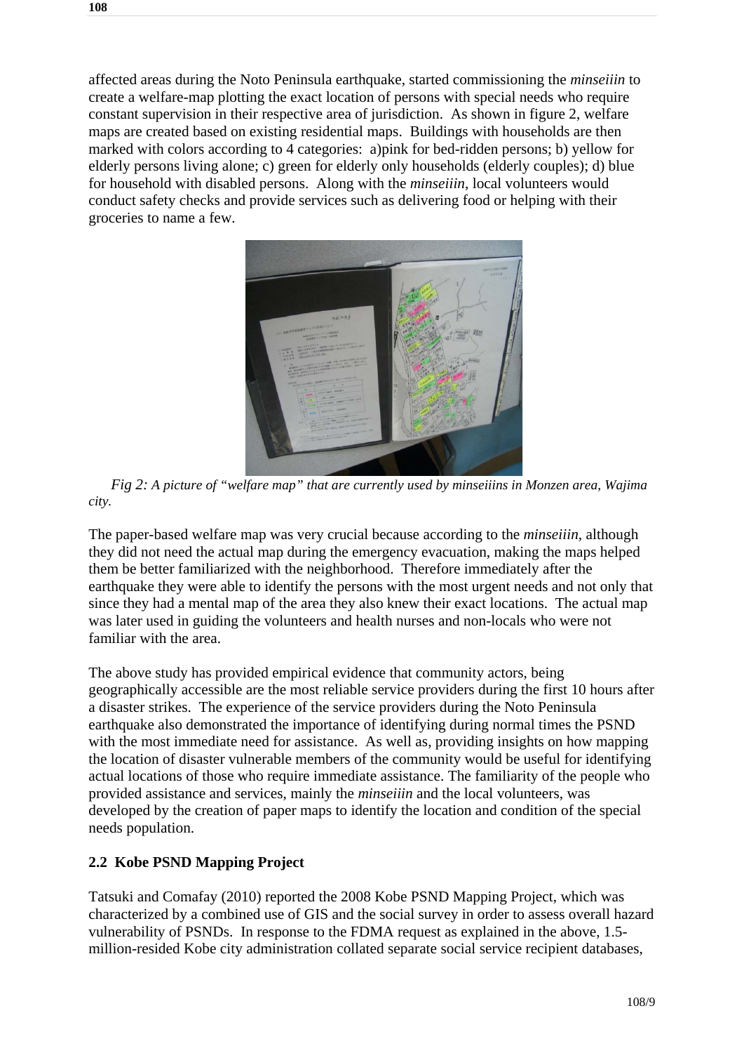affected areas during the Noto Peninsula earthquake, started commissioning the *minseiiin* to create a welfare-map plotting the exact location of persons with special needs who require constant supervision in their respective area of jurisdiction. As shown in figure 2, welfare maps are created based on existing residential maps. Buildings with households are then marked with colors according to 4 categories: a)pink for bed-ridden persons; b) yellow for elderly persons living alone; c) green for elderly only households (elderly couples); d) blue for household with disabled persons. Along with the *minseiiin*, local volunteers would conduct safety checks and provide services such as delivering food or helping with their groceries to name a few.

*Fig 2: A picture of "welfare map" that are currently used by minseiiins in Monzen area, Wajima city.*

The paper-based welfare map was very crucial because according to the *minseiiin*, although they did not need the actual map during the emergency evacuation, making the maps helped them be better familiarized with the neighborhood. Therefore immediately after the earthquake they were able to identify the persons with the most urgent needs and not only that since they had a mental map of the area they also knew their exact locations. The actual map was later used in guiding the volunteers and health nurses and non-locals who were not familiar with the area.

The above study has provided empirical evidence that community actors, being geographically accessible are the most reliable service providers during the first 10 hours after a disaster strikes. The experience of the service providers during the Noto Peninsula earthquake also demonstrated the importance of identifying during normal times the PSND with the most immediate need for assistance. As well as, providing insights on how mapping the location of disaster vulnerable members of the community would be useful for identifying actual locations of those who require immediate assistance. The familiarity of the people who provided assistance and services, mainly the *minseiiin* and the local volunteers, was developed by the creation of paper maps to identify the location and condition of the special needs population.

### 2.2 Kobe PSND Mapping Project

Tatsuki and Comafay (2010) reported the 2008 Kobe PSND Mapping Project, which was characterized by a combined use of GIS and the social survey in order to assess overall hazard vulnerability of PSNDs. In response to the FDMA request as explained in the above, 1.5-million-resided Kobe city administration collated separate social service recipient databases,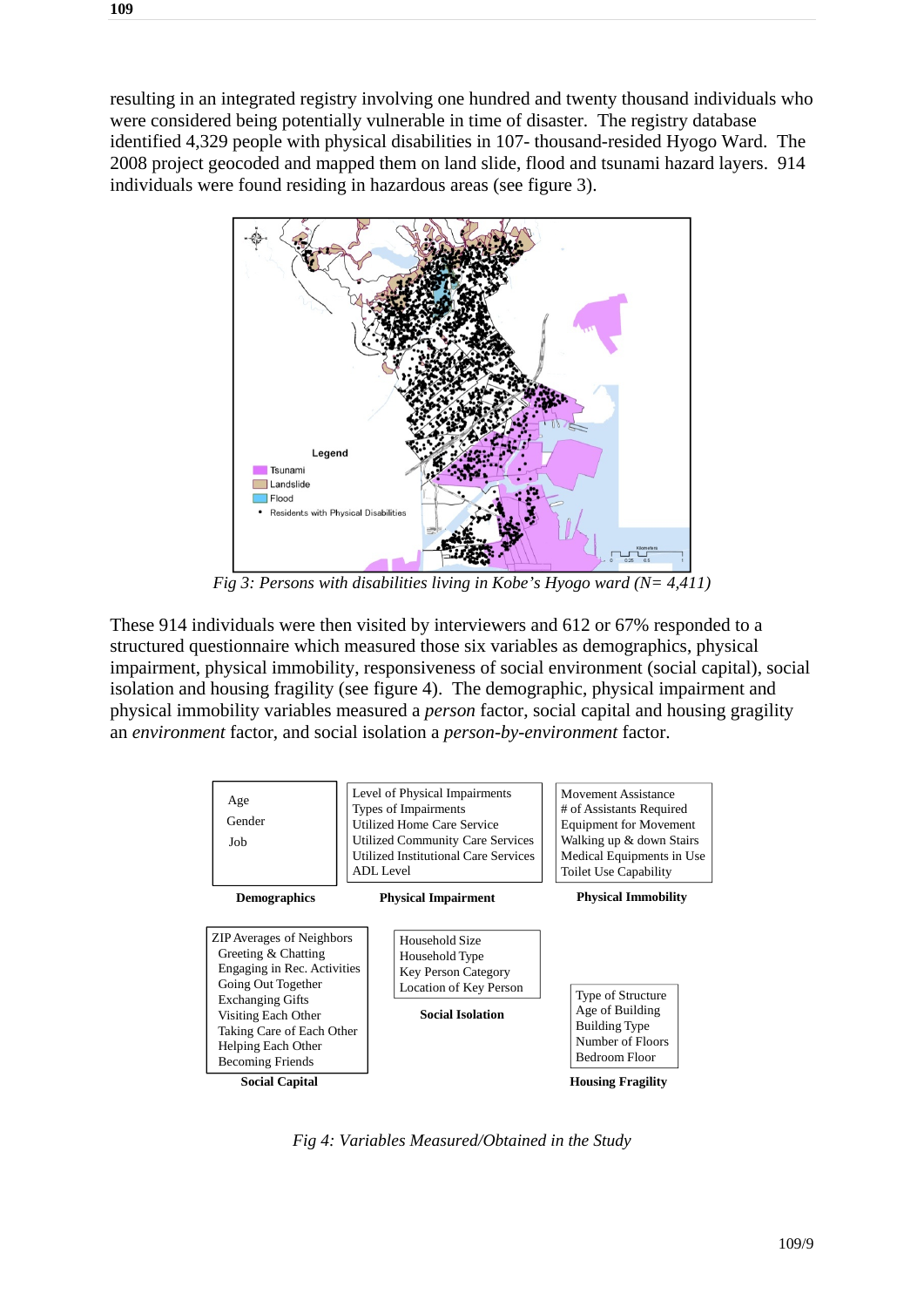resulting in an integrated registry involving one hundred and twenty thousand individuals who were considered being potentially vulnerable in time of disaster. The registry database identified 4,329 people with physical disabilities in 107- thousand-resided Hyogo Ward. The 2008 project geocoded and mapped them on land slide, flood and tsunami hazard layers. 914 individuals were found residing in hazardous areas (see figure 3).

*Fig 3: Persons with disabilities living in Kobe's Hyogo ward (N= 4,411)*

These 914 individuals were then visited by interviewers and 612 or 67% responded to a structured questionnaire which measured those six variables as demographics, physical impairment, physical immobility, responsiveness of social environment (social capital), social isolation and housing fragility (see figure 4). The demographic, physical impairment and physical immobility variables measured a *person* factor, social capital and housing gragility an *environment* factor, and social isolation a *person-by-environment* factor.

**Demographics**
- Age
- Gender
- Job

**Physical Impairment**
- Level of Physical Impairments
- Types of Impairments
- Utilized Home Care Service
- Utilized Community Care Services
- Utilized Institutional Care Services
- ADL Level

**Physical Immobility**
- Movement Assistance
- # of Assistants Required
- Equipment for Movement
- Walking up & down Stairs
- Medical Equipments in Use
- Toilet Use Capability

**Social Capital**
- ZIP Averages of Neighbors
  - Greeting & Chatting
  - Engaging in Rec. Activities
  - Going Out Together
  - Exchanging Gifts
  - Visiting Each Other
  - Taking Care of Each Other
  - Helping Each Other
  - Becoming Friends

**Social Isolation**
- Household Size
- Household Type
- Key Person Category
- Location of Key Person

**Housing Fragility**
- Type of Structure
- Age of Building
- Building Type
- Number of Floors
- Bedroom Floor

*Fig 4: Variables Measured/Obtained in the Study*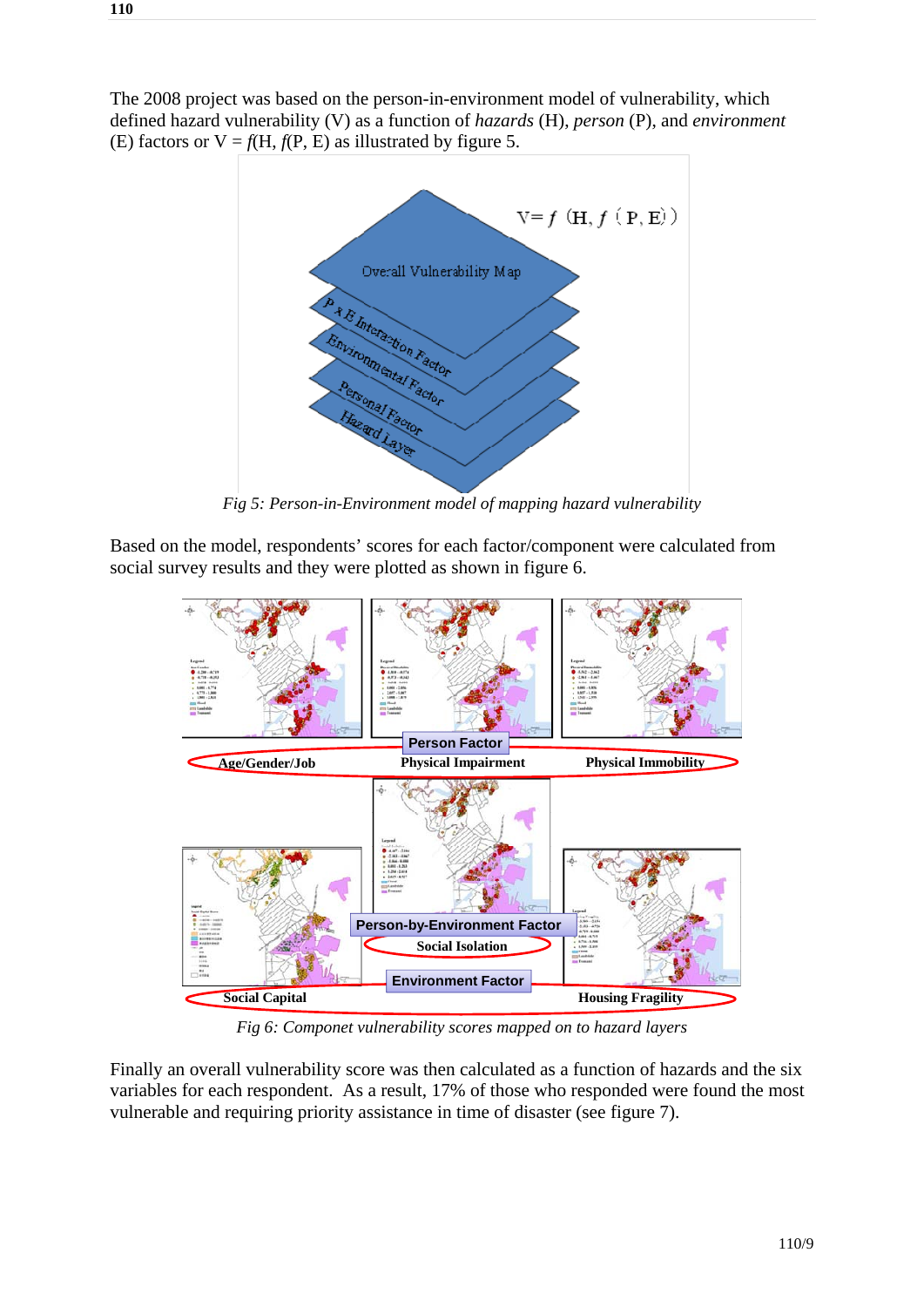The 2008 project was based on the person-in-environment model of vulnerability, which defined hazard vulnerability (V) as a function of *hazards* (H), *person* (P), and *environment* (E) factors or V = *f*(H, *f*(P, E) as illustrated by figure 5.

*Fig 5: Person-in-Environment model of mapping hazard vulnerability*

Based on the model, respondents' scores for each factor/component were calculated from social survey results and they were plotted as shown in figure 6.

*Fig 6: Componet vulnerability scores mapped on to hazard layers*

Finally an overall vulnerability score was then calculated as a function of hazards and the six variables for each respondent. As a result, 17% of those who responded were found the most vulnerable and requiring priority assistance in time of disaster (see figure 7).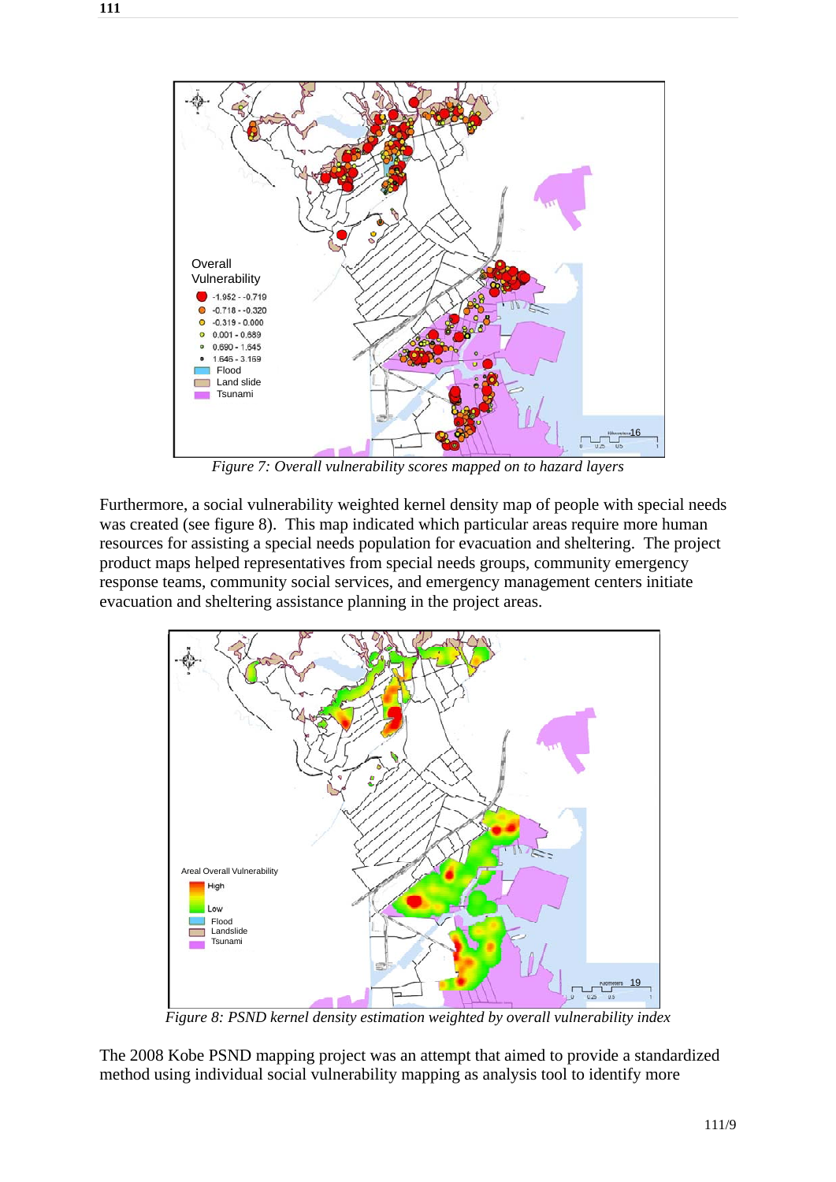*Figure 7: Overall vulnerability scores mapped on to hazard layers*

Furthermore, a social vulnerability weighted kernel density map of people with special needs was created (see figure 8). This map indicated which particular areas require more human resources for assisting a special needs population for evacuation and sheltering. The project product maps helped representatives from special needs groups, community emergency response teams, community social services, and emergency management centers initiate evacuation and sheltering assistance planning in the project areas.

*Figure 8: PSND kernel density estimation weighted by overall vulnerability index*

The 2008 Kobe PSND mapping project was an attempt that aimed to provide a standardized method using individual social vulnerability mapping as analysis tool to identify more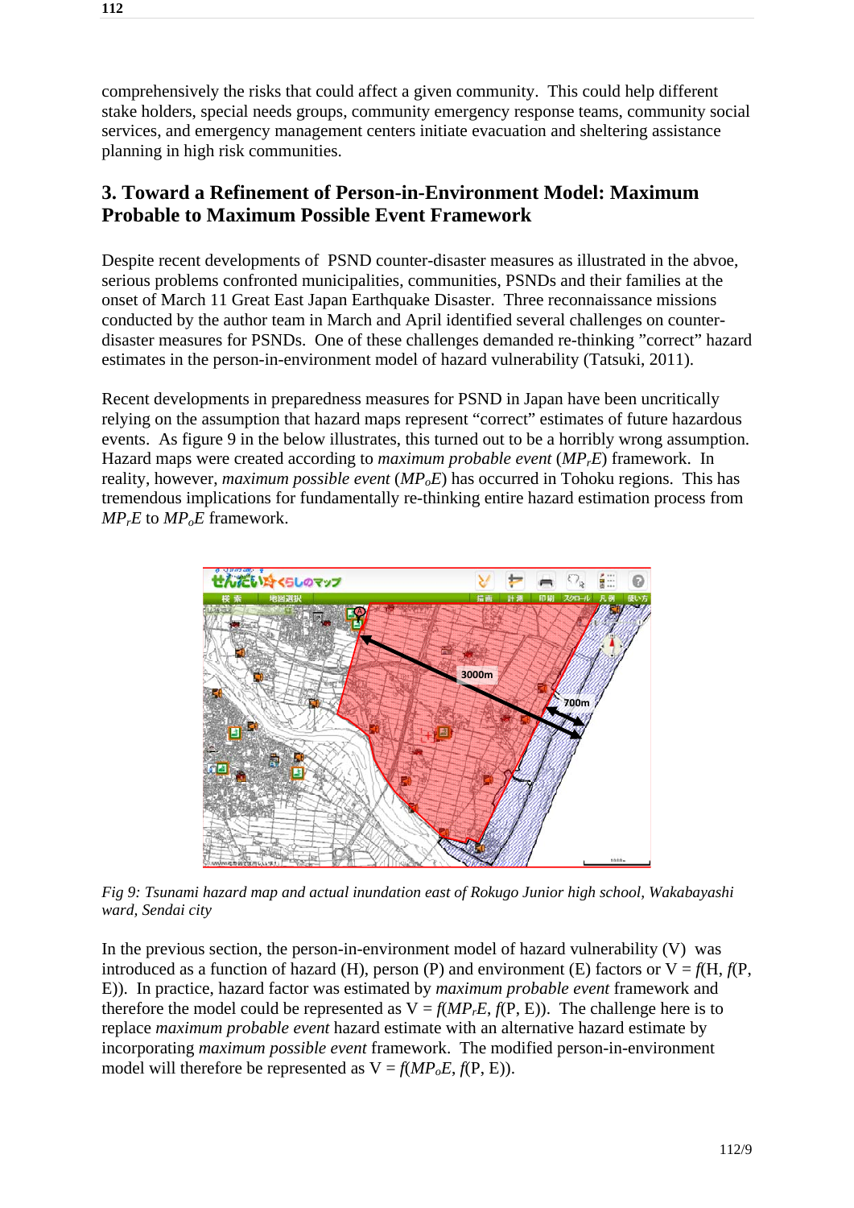comprehensively the risks that could affect a given community. This could help different stake holders, special needs groups, community emergency response teams, community social services, and emergency management centers initiate evacuation and sheltering assistance planning in high risk communities.

## 3. Toward a Refinement of Person-in-Environment Model: Maximum Probable to Maximum Possible Event Framework

Despite recent developments of PSND counter-disaster measures as illustrated in the abvoe, serious problems confronted municipalities, communities, PSNDs and their families at the onset of March 11 Great East Japan Earthquake Disaster. Three reconnaissance missions conducted by the author team in March and April identified several challenges on counter-disaster measures for PSNDs. One of these challenges demanded re-thinking "correct" hazard estimates in the person-in-environment model of hazard vulnerability (Tatsuki, 2011).

Recent developments in preparedness measures for PSND in Japan have been uncritically relying on the assumption that hazard maps represent "correct" estimates of future hazardous events. As figure 9 in the below illustrates, this turned out to be a horribly wrong assumption. Hazard maps were created according to *maximum probable event* ($MP_rE$) framework. In reality, however, *maximum possible event* ($MP_oE$) has occurred in Tohoku regions. This has tremendous implications for fundamentally re-thinking entire hazard estimation process from $MP_rE$ to $MP_oE$ framework.

*Fig 9: Tsunami hazard map and actual inundation east of Rokugo Junior high school, Wakabayashi ward, Sendai city*

In the previous section, the person-in-environment model of hazard vulnerability (V) was introduced as a function of hazard (H), person (P) and environment (E) factors or $V = f(H, f(P, E))$. In practice, hazard factor was estimated by *maximum probable event* framework and therefore the model could be represented as $V = f(MP_rE, f(P, E))$. The challenge here is to replace *maximum probable event* hazard estimate with an alternative hazard estimate by incorporating *maximum possible event* framework. The modified person-in-environment model will therefore be represented as $V = f(MP_oE, f(P, E))$.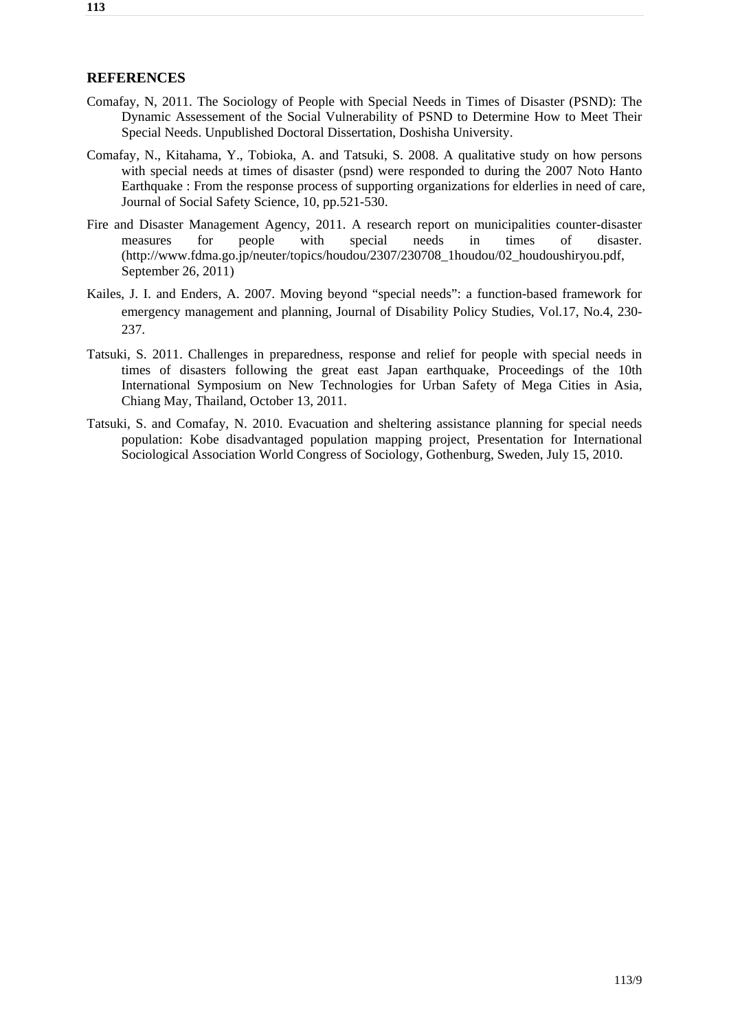## REFERENCES

Comafay, N, 2011. The Sociology of People with Special Needs in Times of Disaster (PSND): The Dynamic Assessement of the Social Vulnerability of PSND to Determine How to Meet Their Special Needs. Unpublished Doctoral Dissertation, Doshisha University.

Comafay, N., Kitahama, Y., Tobioka, A. and Tatsuki, S. 2008. A qualitative study on how persons with special needs at times of disaster (psnd) were responded to during the 2007 Noto Hanto Earthquake : From the response process of supporting organizations for elderlies in need of care, Journal of Social Safety Science, 10, pp.521-530.

Fire and Disaster Management Agency, 2011. A research report on municipalities counter-disaster measures for people with special needs in times of disaster. (http://www.fdma.go.jp/neuter/topics/houdou/2307/230708_1houdou/02_houdoushiryou.pdf, September 26, 2011)

Kailes, J. I. and Enders, A. 2007. Moving beyond "special needs": a function-based framework for emergency management and planning, Journal of Disability Policy Studies, Vol.17, No.4, 230-237.

Tatsuki, S. 2011. Challenges in preparedness, response and relief for people with special needs in times of disasters following the great east Japan earthquake, Proceedings of the 10th International Symposium on New Technologies for Urban Safety of Mega Cities in Asia, Chiang May, Thailand, October 13, 2011.

Tatsuki, S. and Comafay, N. 2010. Evacuation and sheltering assistance planning for special needs population: Kobe disadvantaged population mapping project, Presentation for International Sociological Association World Congress of Sociology, Gothenburg, Sweden, July 15, 2010.